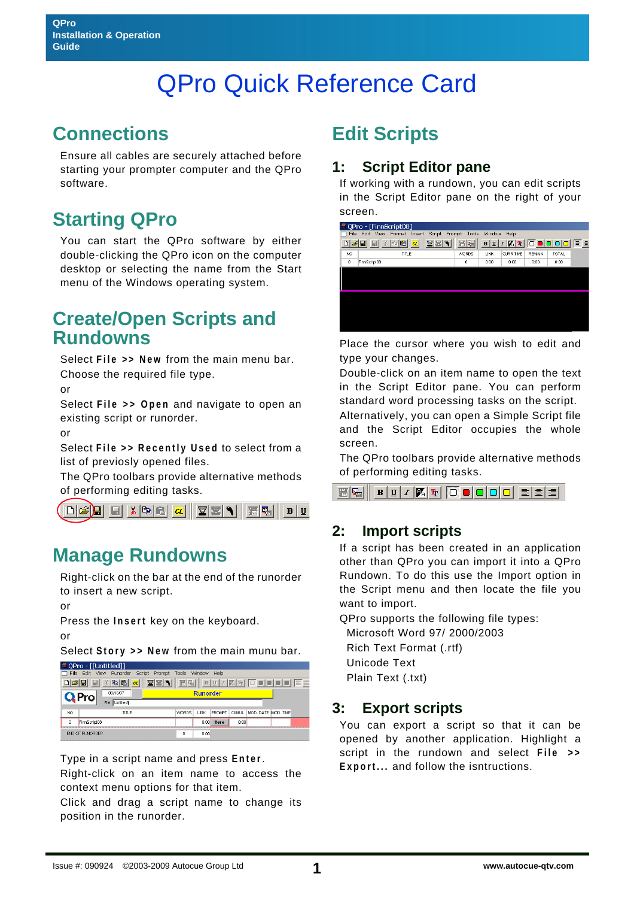# QPro Quick Reference Card

## Connections

Ensure all cables are securely attached before starting your prompter computer and the QPro software.

## Starting QPro

You can start the QPro software by either double-clicking the QPro icon on the computer desktop or selecting the name from the Start menu of the Windows operating system.

## Create/Open Scripts and Rundowns

Select **File >> New** from the main menu bar. Choose the required file type.

or

Select **File >> Open** and navigate to open an existing script or runorder.

or

Select **File >> Recently Used** to select from a list of previosly opened files.

The QPro toolbars provide alternative methods of performing editing tasks.

## Manage Rundowns

Right-click on the bar at the end of the runorder to insert a new script.

or

Press the **Insert** key on the keyboard.

or

Select **Story >> New** from the main munu bar.

Type in a script name and press **Enter**.

Right-click on an item name to access the context menu options for that item.

Click and drag a script name to change its position in the runorder.

## Edit Scripts

### 1: Script Editor pane

If working with a rundown, you can edit scripts in the Script Editor pane on the right of your screen.

Place the cursor where you wish to edit and type your changes.

Double-click on an item name to open the text in the Script Editor pane. You can perform standard word processing tasks on the script.

Alternatively, you can open a Simple Script file and the Script Editor occupies the whole screen.

The QPro toolbars provide alternative methods of performing editing tasks.

### 2: Import scripts

If a script has been created in an application other than QPro you can import it into a QPro Rundown. To do this use the Import option in the Script menu and then locate the file you want to import.

QPro supports the following file types:

- Microsoft Word 97/ 2000/2003
- Rich Text Format (.rtf)
- Unicode Text
- Plain Text (.txt)

### 3: Export scripts

You can export a script so that it can be opened by another application. Highlight a script in the rundown and select **File >> Export...** and follow the isntructions.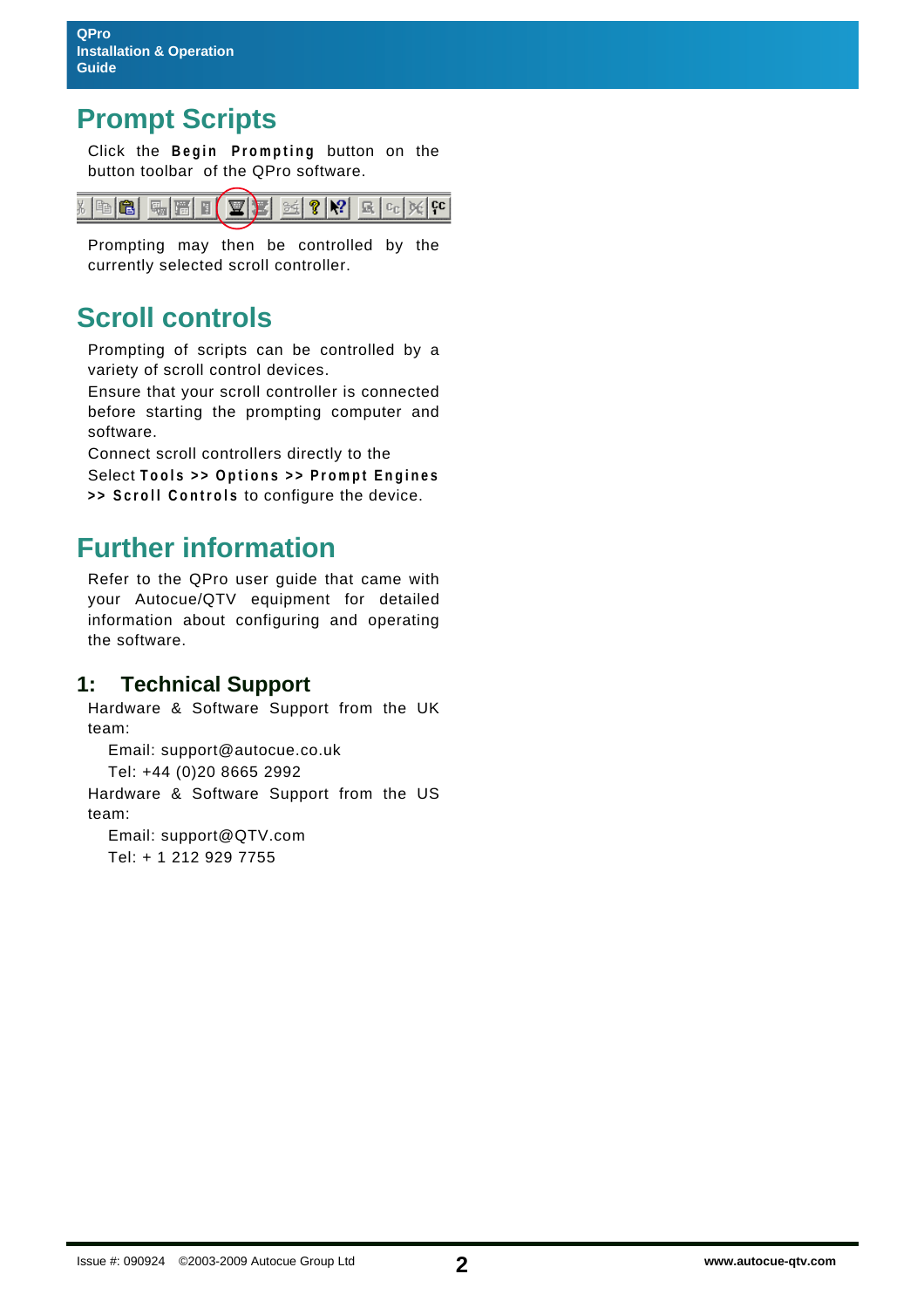# Prompt Scripts

Click the **Begin Prompting** button on the button toolbar of the QPro software.

Prompting may then be controlled by the currently selected scroll controller.

# Scroll controls

Prompting of scripts can be controlled by a variety of scroll control devices.

Ensure that your scroll controller is connected before starting the prompting computer and software.

Connect scroll controllers directly to the

Select **Tools >> Options >> Prompt Engines >> Scroll Controls** to configure the device.

# Further information

Refer to the QPro user guide that came with your Autocue/QTV equipment for detailed information about configuring and operating the software.

## 1: Technical Support

Hardware & Software Support from the UK team:

Email: support@autocue.co.uk
Tel: +44 (0)20 8665 2992

Hardware & Software Support from the US team:

Email: support@QTV.com
Tel: + 1 212 929 7755